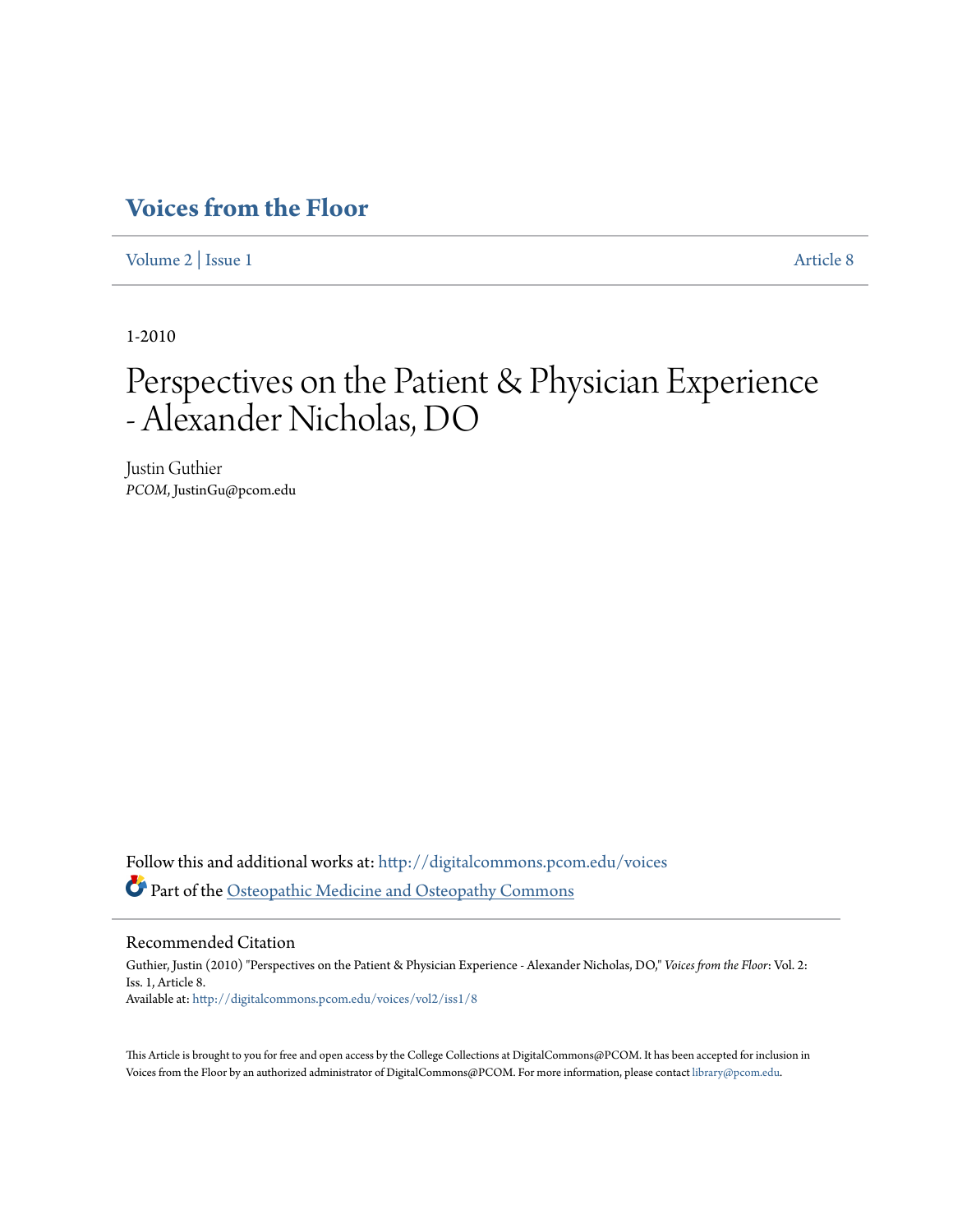# Voices from the Floor

Volume 2 | Issue 1 Article 8

1-2010

# Perspectives on the Patient & Physician Experience - Alexander Nicholas, DO

Justin Guthier
*PCOM*, JustinGu@pcom.edu

Follow this and additional works at: http://digitalcommons.pcom.edu/voices

Part of the Osteopathic Medicine and Osteopathy Commons

## Recommended Citation

Guthier, Justin (2010) "Perspectives on the Patient & Physician Experience - Alexander Nicholas, DO," *Voices from the Floor*: Vol. 2: Iss. 1, Article 8.
Available at: http://digitalcommons.pcom.edu/voices/vol2/iss1/8

This Article is brought to you for free and open access by the College Collections at DigitalCommons@PCOM. It has been accepted for inclusion in Voices from the Floor by an authorized administrator of DigitalCommons@PCOM. For more information, please contact library@pcom.edu.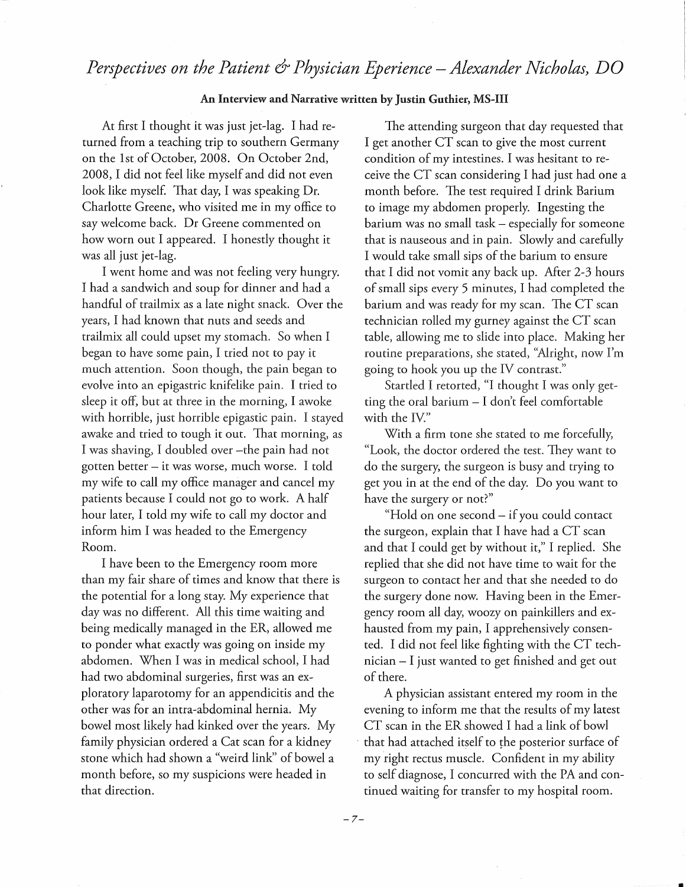# *Perspectives on the Patient & Physician Eperience – Alexander Nicholas, DO*

**An Interview and Narrative written by Justin Guthier, MS-III**

At first I thought it was just jet-lag. I had returned from a teaching trip to southern Germany on the 1st of October, 2008. On October 2nd, 2008, I did not feel like myself and did not even look like myself. That day, I was speaking Dr. Charlotte Greene, who visited me in my office to say welcome back. Dr Greene commented on how worn out I appeared. I honestly thought it was all just jet-lag.

I went home and was not feeling very hungry. I had a sandwich and soup for dinner and had a handful of trailmix as a late night snack. Over the years, I had known that nuts and seeds and trailmix all could upset my stomach. So when I began to have some pain, I tried not to pay it much attention. Soon though, the pain began to evolve into an epigastric knifelike pain. I tried to sleep it off, but at three in the morning, I awoke with horrible, just horrible epigastic pain. I stayed awake and tried to tough it out. That morning, as I was shaving, I doubled over –the pain had not gotten better – it was worse, much worse. I told my wife to call my office manager and cancel my patients because I could not go to work. A half hour later, I told my wife to call my doctor and inform him I was headed to the Emergency Room.

I have been to the Emergency room more than my fair share of times and know that there is the potential for a long stay. My experience that day was no different. All this time waiting and being medically managed in the ER, allowed me to ponder what exactly was going on inside my abdomen. When I was in medical school, I had had two abdominal surgeries, first was an exploratory laparotomy for an appendicitis and the other was for an intra-abdominal hernia. My bowel most likely had kinked over the years. My family physician ordered a Cat scan for a kidney stone which had shown a "weird link" of bowel a month before, so my suspicions were headed in that direction.

The attending surgeon that day requested that I get another CT scan to give the most current condition of my intestines. I was hesitant to receive the CT scan considering I had just had one a month before. The test required I drink Barium to image my abdomen properly. Ingesting the barium was no small task – especially for someone that is nauseous and in pain. Slowly and carefully I would take small sips of the barium to ensure that I did not vomit any back up. After 2-3 hours of small sips every 5 minutes, I had completed the barium and was ready for my scan. The CT scan technician rolled my gurney against the CT scan table, allowing me to slide into place. Making her routine preparations, she stated, "Alright, now I'm going to hook you up the IV contrast."

Startled I retorted, "I thought I was only getting the oral barium – I don't feel comfortable with the IV."

With a firm tone she stated to me forcefully, "Look, the doctor ordered the test. They want to do the surgery, the surgeon is busy and trying to get you in at the end of the day. Do you want to have the surgery or not?"

"Hold on one second – if you could contact the surgeon, explain that I have had a CT scan and that I could get by without it," I replied. She replied that she did not have time to wait for the surgeon to contact her and that she needed to do the surgery done now. Having been in the Emergency room all day, woozy on painkillers and exhausted from my pain, I apprehensively consented. I did not feel like fighting with the CT technician – I just wanted to get finished and get out of there.

A physician assistant entered my room in the evening to inform me that the results of my latest CT scan in the ER showed I had a link of bowel that had attached itself to the posterior surface of my right rectus muscle. Confident in my ability to self diagnose, I concurred with the PA and continued waiting for transfer to my hospital room.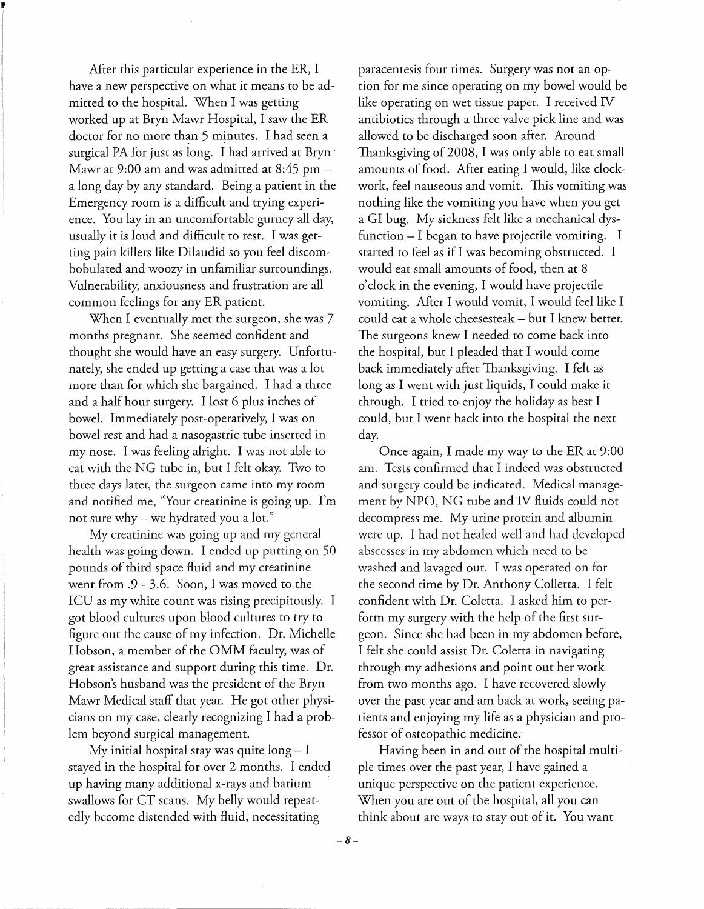After this particular experience in the ER, I have a new perspective on what it means to be admitted to the hospital. When I was getting worked up at Bryn Mawr Hospital, I saw the ER doctor for no more than 5 minutes. I had seen a surgical PA for just as long. I had arrived at Bryn Mawr at 9:00 am and was admitted at 8:45 pm – a long day by any standard. Being a patient in the Emergency room is a difficult and trying experience. You lay in an uncomfortable gurney all day, usually it is loud and difficult to rest. I was getting pain killers like Dilaudid so you feel discombobulated and woozy in unfamiliar surroundings. Vulnerability, anxiousness and frustration are all common feelings for any ER patient.

When I eventually met the surgeon, she was 7 months pregnant. She seemed confident and thought she would have an easy surgery. Unfortunately, she ended up getting a case that was a lot more than for which she bargained. I had a three and a half hour surgery. I lost 6 plus inches of bowel. Immediately post-operatively, I was on bowel rest and had a nasogastric tube inserted in my nose. I was feeling alright. I was not able to eat with the NG tube in, but I felt okay. Two to three days later, the surgeon came into my room and notified me, "Your creatinine is going up. I'm not sure why – we hydrated you a lot."

My creatinine was going up and my general health was going down. I ended up putting on 50 pounds of third space fluid and my creatinine went from .9 - 3.6. Soon, I was moved to the ICU as my white count was rising precipitously. I got blood cultures upon blood cultures to try to figure out the cause of my infection. Dr. Michelle Hobson, a member of the OMM faculty, was of great assistance and support during this time. Dr. Hobson's husband was the president of the Bryn Mawr Medical staff that year. He got other physicians on my case, clearly recognizing I had a problem beyond surgical management.

My initial hospital stay was quite long – I stayed in the hospital for over 2 months. I ended up having many additional x-rays and barium swallows for CT scans. My belly would repeatedly become distended with fluid, necessitating paracentesis four times. Surgery was not an option for me since operating on my bowel would be like operating on wet tissue paper. I received IV antibiotics through a three valve pick line and was allowed to be discharged soon after. Around Thanksgiving of 2008, I was only able to eat small amounts of food. After eating I would, like clockwork, feel nauseous and vomit. This vomiting was nothing like the vomiting you have when you get a GI bug. My sickness felt like a mechanical dysfunction – I began to have projectile vomiting. I started to feel as if I was becoming obstructed. I would eat small amounts of food, then at 8 o'clock in the evening, I would have projectile vomiting. After I would vomit, I would feel like I could eat a whole cheesesteak – but I knew better. The surgeons knew I needed to come back into the hospital, but I pleaded that I would come back immediately after Thanksgiving. I felt as long as I went with just liquids, I could make it through. I tried to enjoy the holiday as best I could, but I went back into the hospital the next day.

Once again, I made my way to the ER at 9:00 am. Tests confirmed that I indeed was obstructed and surgery could be indicated. Medical management by NPO, NG tube and IV fluids could not decompress me. My urine protein and albumin were up. I had not healed well and had developed abscesses in my abdomen which need to be washed and lavaged out. I was operated on for the second time by Dr. Anthony Colletta. I felt confident with Dr. Coletta. I asked him to perform my surgery with the help of the first surgeon. Since she had been in my abdomen before, I felt she could assist Dr. Coletta in navigating through my adhesions and point out her work from two months ago. I have recovered slowly over the past year and am back at work, seeing patients and enjoying my life as a physician and professor of osteopathic medicine.

Having been in and out of the hospital multiple times over the past year, I have gained a unique perspective on the patient experience. When you are out of the hospital, all you can think about are ways to stay out of it. You want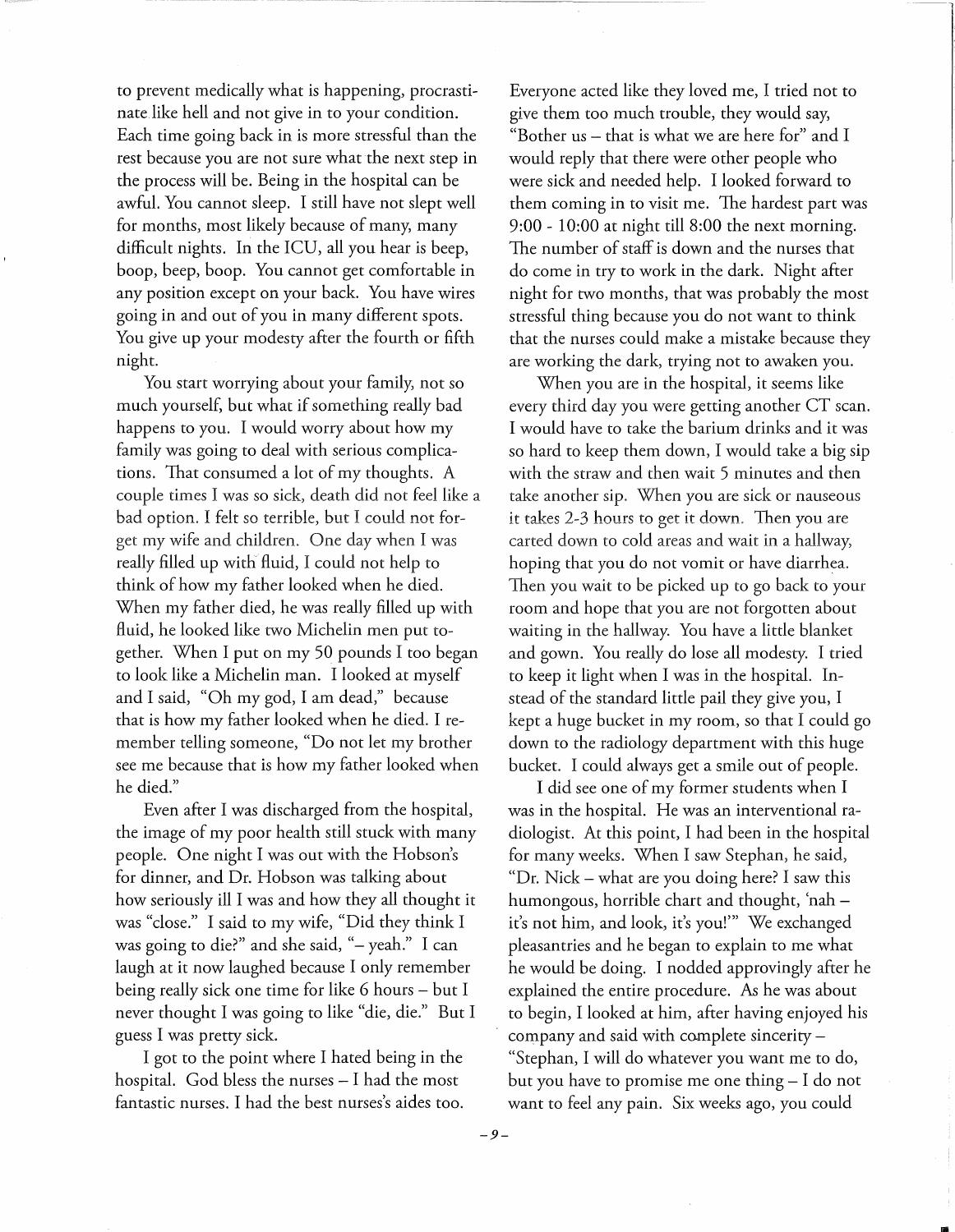to prevent medically what is happening, procrastinate like hell and not give in to your condition. Each time going back in is more stressful than the rest because you are not sure what the next step in the process will be. Being in the hospital can be awful. You cannot sleep. I still have not slept well for months, most likely because of many, many difficult nights. In the ICU, all you hear is beep, boop, beep, boop. You cannot get comfortable in any position except on your back. You have wires going in and out of you in many different spots. You give up your modesty after the fourth or fifth night.

You start worrying about your family, not so much yourself, but what if something really bad happens to you. I would worry about how my family was going to deal with serious complications. That consumed a lot of my thoughts. A couple times I was so sick, death did not feel like a bad option. I felt so terrible, but I could not forget my wife and children. One day when I was really filled up with fluid, I could not help to think of how my father looked when he died. When my father died, he was really filled up with fluid, he looked like two Michelin men put together. When I put on my 50 pounds I too began to look like a Michelin man. I looked at myself and I said, "Oh my god, I am dead," because that is how my father looked when he died. I remember telling someone, "Do not let my brother see me because that is how my father looked when he died."

Even after I was discharged from the hospital, the image of my poor health still stuck with many people. One night I was out with the Hobson's for dinner, and Dr. Hobson was talking about how seriously ill I was and how they all thought it was "close." I said to my wife, "Did they think I was going to die?" and she said, "– yeah." I can laugh at it now laughed because I only remember being really sick one time for like 6 hours – but I never thought I was going to like "die, die." But I guess I was pretty sick.

I got to the point where I hated being in the hospital. God bless the nurses – I had the most fantastic nurses. I had the best nurses's aides too. Everyone acted like they loved me, I tried not to give them too much trouble, they would say, "Bother us – that is what we are here for" and I would reply that there were other people who were sick and needed help. I looked forward to them coming in to visit me. The hardest part was 9:00 - 10:00 at night till 8:00 the next morning. The number of staff is down and the nurses that do come in try to work in the dark. Night after night for two months, that was probably the most stressful thing because you do not want to think that the nurses could make a mistake because they are working the dark, trying not to awaken you.

When you are in the hospital, it seems like every third day you were getting another CT scan. I would have to take the barium drinks and it was so hard to keep them down, I would take a big sip with the straw and then wait 5 minutes and then take another sip. When you are sick or nauseous it takes 2-3 hours to get it down. Then you are carted down to cold areas and wait in a hallway, hoping that you do not vomit or have diarrhea. Then you wait to be picked up to go back to your room and hope that you are not forgotten about waiting in the hallway. You have a little blanket and gown. You really do lose all modesty. I tried to keep it light when I was in the hospital. Instead of the standard little pail they give you, I kept a huge bucket in my room, so that I could go down to the radiology department with this huge bucket. I could always get a smile out of people.

I did see one of my former students when I was in the hospital. He was an interventional radiologist. At this point, I had been in the hospital for many weeks. When I saw Stephan, he said, "Dr. Nick – what are you doing here? I saw this humongous, horrible chart and thought, 'nah – it's not him, and look, it's you!'" We exchanged pleasantries and he began to explain to me what he would be doing. I nodded approvingly after he explained the entire procedure. As he was about to begin, I looked at him, after having enjoyed his company and said with complete sincerity – "Stephan, I will do whatever you want me to do, but you have to promise me one thing – I do not want to feel any pain. Six weeks ago, you could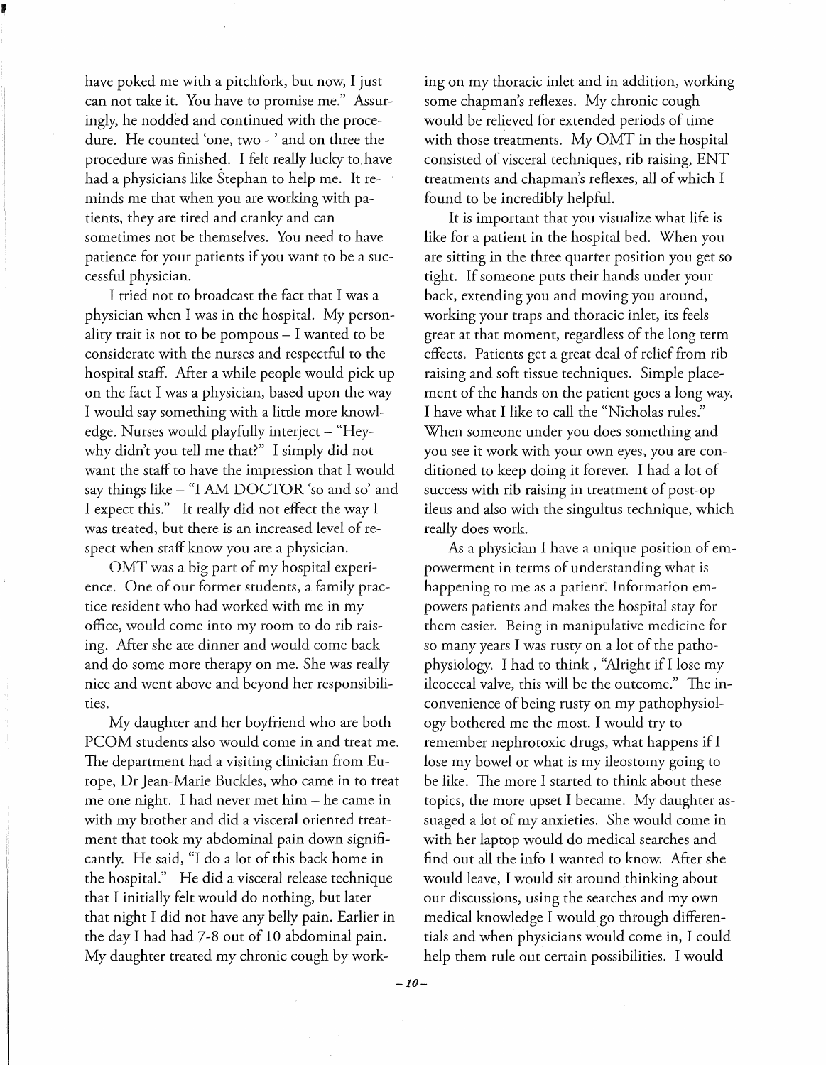have poked me with a pitchfork, but now, I just can not take it. You have to promise me." Assuringly, he nodded and continued with the procedure. He counted 'one, two - ' and on three the procedure was finished. I felt really lucky to have had a physicians like Stephan to help me. It reminds me that when you are working with patients, they are tired and cranky and can sometimes not be themselves. You need to have patience for your patients if you want to be a successful physician.

I tried not to broadcast the fact that I was a physician when I was in the hospital. My personality trait is not to be pompous – I wanted to be considerate with the nurses and respectful to the hospital staff. After a while people would pick up on the fact I was a physician, based upon the way I would say something with a little more knowledge. Nurses would playfully interject – "Hey- why didn't you tell me that?" I simply did not want the staff to have the impression that I would say things like – "I AM DOCTOR 'so and so' and I expect this." It really did not effect the way I was treated, but there is an increased level of respect when staff know you are a physician.

OMT was a big part of my hospital experience. One of our former students, a family practice resident who had worked with me in my office, would come into my room to do rib raising. After she ate dinner and would come back and do some more therapy on me. She was really nice and went above and beyond her responsibilities.

My daughter and her boyfriend who are both PCOM students also would come in and treat me. The department had a visiting clinician from Europe, Dr Jean-Marie Buckles, who came in to treat me one night. I had never met him – he came in with my brother and did a visceral oriented treatment that took my abdominal pain down significantly. He said, "I do a lot of this back home in the hospital." He did a visceral release technique that I initially felt would do nothing, but later that night I did not have any belly pain. Earlier in the day I had had 7-8 out of 10 abdominal pain. My daughter treated my chronic cough by working on my thoracic inlet and in addition, working some chapman's reflexes. My chronic cough would be relieved for extended periods of time with those treatments. My OMT in the hospital consisted of visceral techniques, rib raising, ENT treatments and chapman's reflexes, all of which I found to be incredibly helpful.

It is important that you visualize what life is like for a patient in the hospital bed. When you are sitting in the three quarter position you get so tight. If someone puts their hands under your back, extending you and moving you around, working your traps and thoracic inlet, its feels great at that moment, regardless of the long term effects. Patients get a great deal of relief from rib raising and soft tissue techniques. Simple placement of the hands on the patient goes a long way. I have what I like to call the "Nicholas rules." When someone under you does something and you see it work with your own eyes, you are conditioned to keep doing it forever. I had a lot of success with rib raising in treatment of post-op ileus and also with the singultus technique, which really does work.

As a physician I have a unique position of empowerment in terms of understanding what is happening to me as a patient. Information empowers patients and makes the hospital stay for them easier. Being in manipulative medicine for so many years I was rusty on a lot of the pathophysiology. I had to think , "Alright if I lose my ileocecal valve, this will be the outcome." The inconvenience of being rusty on my pathophysiology bothered me the most. I would try to remember nephrotoxic drugs, what happens if I lose my bowel or what is my ileostomy going to be like. The more I started to think about these topics, the more upset I became. My daughter assuaged a lot of my anxieties. She would come in with her laptop would do medical searches and find out all the info I wanted to know. After she would leave, I would sit around thinking about our discussions, using the searches and my own medical knowledge I would go through differentials and when physicians would come in, I could help them rule out certain possibilities. I would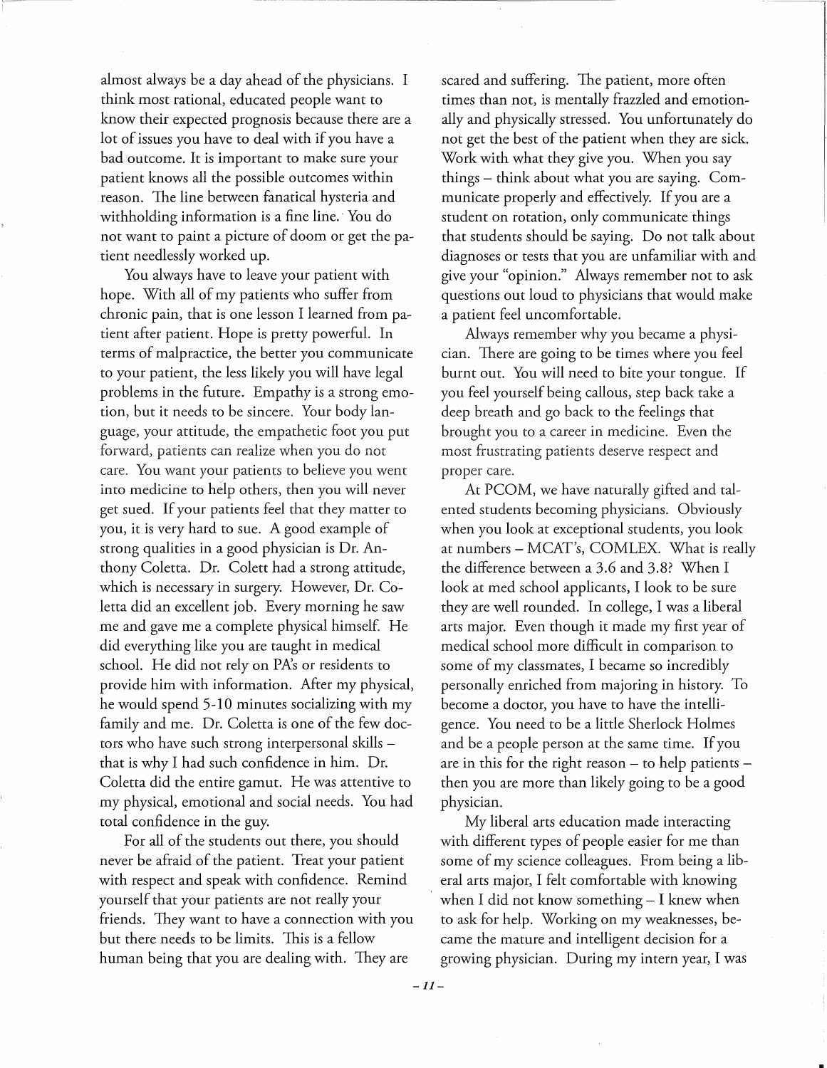almost always be a day ahead of the physicians. I think most rational, educated people want to know their expected prognosis because there are a lot of issues you have to deal with if you have a bad outcome. It is important to make sure your patient knows all the possible outcomes within reason. The line between fanatical hysteria and withholding information is a fine line. You do not want to paint a picture of doom or get the patient needlessly worked up.

You always have to leave your patient with hope. With all of my patients who suffer from chronic pain, that is one lesson I learned from patient after patient. Hope is pretty powerful. In terms of malpractice, the better you communicate to your patient, the less likely you will have legal problems in the future. Empathy is a strong emotion, but it needs to be sincere. Your body language, your attitude, the empathetic foot you put forward, patients can realize when you do not care. You want your patients to believe you went into medicine to help others, then you will never get sued. If your patients feel that they matter to you, it is very hard to sue. A good example of strong qualities in a good physician is Dr. Anthony Coletta. Dr. Colett had a strong attitude, which is necessary in surgery. However, Dr. Coletta did an excellent job. Every morning he saw me and gave me a complete physical himself. He did everything like you are taught in medical school. He did not rely on PA's or residents to provide him with information. After my physical, he would spend 5-10 minutes socializing with my family and me. Dr. Coletta is one of the few doctors who have such strong interpersonal skills – that is why I had such confidence in him. Dr. Coletta did the entire gamut. He was attentive to my physical, emotional and social needs. You had total confidence in the guy.

For all of the students out there, you should never be afraid of the patient. Treat your patient with respect and speak with confidence. Remind yourself that your patients are not really your friends. They want to have a connection with you but there needs to be limits. This is a fellow human being that you are dealing with. They are scared and suffering. The patient, more often times than not, is mentally frazzled and emotionally and physically stressed. You unfortunately do not get the best of the patient when they are sick. Work with what they give you. When you say things – think about what you are saying. Communicate properly and effectively. If you are a student on rotation, only communicate things that students should be saying. Do not talk about diagnoses or tests that you are unfamiliar with and give your "opinion." Always remember not to ask questions out loud to physicians that would make a patient feel uncomfortable.

Always remember why you became a physician. There are going to be times where you feel burnt out. You will need to bite your tongue. If you feel yourself being callous, step back take a deep breath and go back to the feelings that brought you to a career in medicine. Even the most frustrating patients deserve respect and proper care.

At PCOM, we have naturally gifted and talented students becoming physicians. Obviously when you look at exceptional students, you look at numbers – MCAT's, COMLEX. What is really the difference between a 3.6 and 3.8? When I look at med school applicants, I look to be sure they are well rounded. In college, I was a liberal arts major. Even though it made my first year of medical school more difficult in comparison to some of my classmates, I became so incredibly personally enriched from majoring in history. To become a doctor, you have to have the intelligence. You need to be a little Sherlock Holmes and be a people person at the same time. If you are in this for the right reason – to help patients – then you are more than likely going to be a good physician.

My liberal arts education made interacting with different types of people easier for me than some of my science colleagues. From being a liberal arts major, I felt comfortable with knowing when I did not know something – I knew when to ask for help. Working on my weaknesses, became the mature and intelligent decision for a growing physician. During my intern year, I was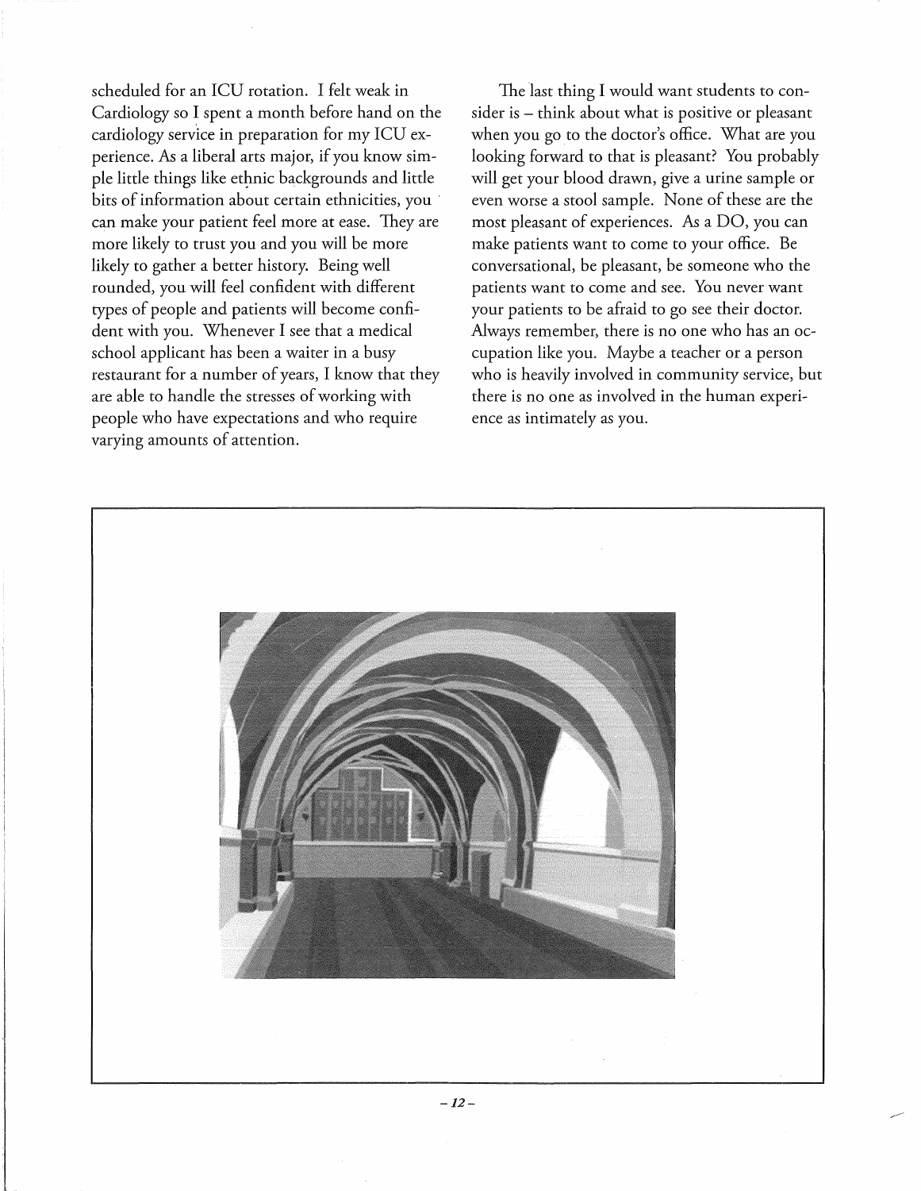scheduled for an ICU rotation. I felt weak in Cardiology so I spent a month before hand on the cardiology service in preparation for my ICU experience. As a liberal arts major, if you know simple little things like ethnic backgrounds and little bits of information about certain ethnicities, you can make your patient feel more at ease. They are more likely to trust you and you will be more likely to gather a better history. Being well rounded, you will feel confident with different types of people and patients will become confident with you. Whenever I see that a medical school applicant has been a waiter in a busy restaurant for a number of years, I know that they are able to handle the stresses of working with people who have expectations and who require varying amounts of attention.

The last thing I would want students to consider is – think about what is positive or pleasant when you go to the doctor's office. What are you looking forward to that is pleasant? You probably will get your blood drawn, give a urine sample or even worse a stool sample. None of these are the most pleasant of experiences. As a DO, you can make patients want to come to your office. Be conversational, be pleasant, be someone who the patients want to come and see. You never want your patients to be afraid to go see their doctor. Always remember, there is no one who has an occupation like you. Maybe a teacher or a person who is heavily involved in community service, but there is no one as involved in the human experience as intimately as you.